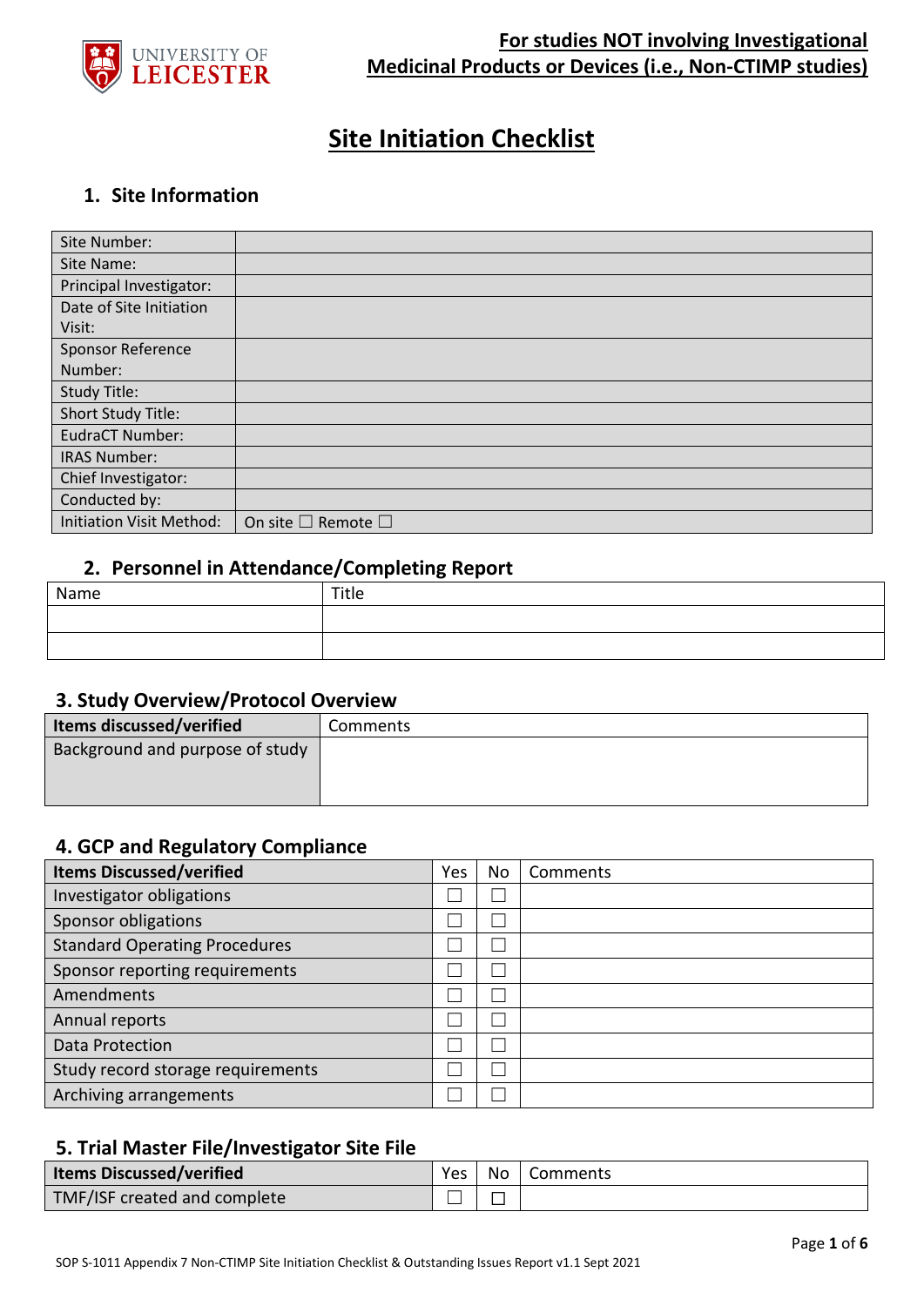**For studies NOT involving Investigational Medicinal Products or Devices (i.e., Non-CTIMP studies)**

# Site Initiation Checklist

## 1. Site Information

| | |
|---|---|
| Site Number: | |
| Site Name: | |
| Principal Investigator: | |
| Date of Site Initiation Visit: | |
| Sponsor Reference Number: | |
| Study Title: | |
| Short Study Title: | |
| EudraCT Number: | |
| IRAS Number: | |
| Chief Investigator: | |
| Conducted by: | |
| Initiation Visit Method: | On site ☐ Remote ☐ |

## 2. Personnel in Attendance/Completing Report

| Name | Title |
|---|---|
| | |
| | |

## 3. Study Overview/Protocol Overview

| **Items discussed/verified** | Comments |
|---|---|
| Background and purpose of study | |

## 4. GCP and Regulatory Compliance

| **Items Discussed/verified** | Yes | No | Comments |
|---|---|---|---|
| Investigator obligations | ☐ | ☐ | |
| Sponsor obligations | ☐ | ☐ | |
| Standard Operating Procedures | ☐ | ☐ | |
| Sponsor reporting requirements | ☐ | ☐ | |
| Amendments | ☐ | ☐ | |
| Annual reports | ☐ | ☐ | |
| Data Protection | ☐ | ☐ | |
| Study record storage requirements | ☐ | ☐ | |
| Archiving arrangements | ☐ | ☐ | |

## 5. Trial Master File/Investigator Site File

| **Items Discussed/verified** | Yes | No | Comments |
|---|---|---|---|
| TMF/ISF created and complete | ☐ | ☐ | |

SOP S-1011 Appendix 7 Non-CTIMP Site Initiation Checklist & Outstanding Issues Report v1.1 Sept 2021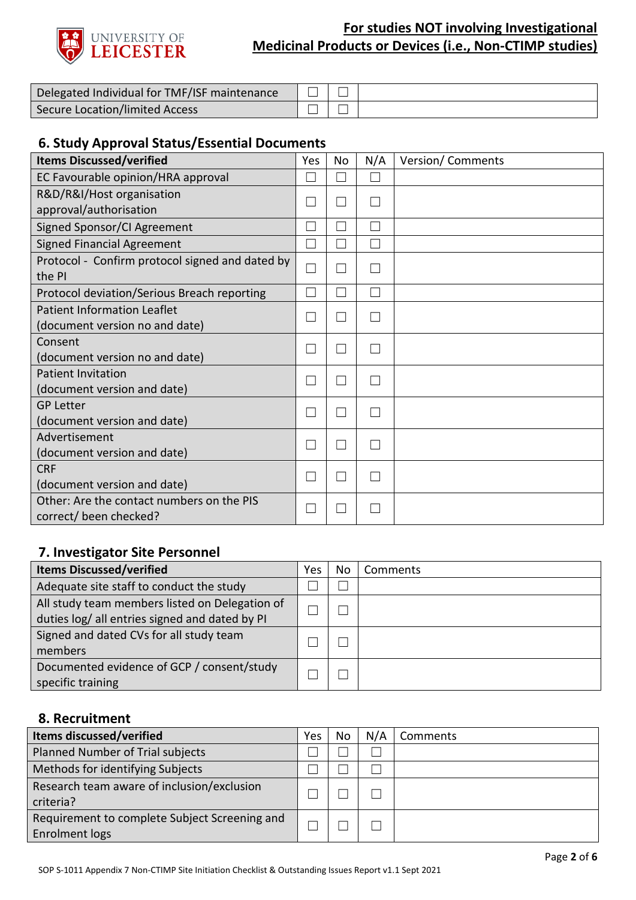| Delegated Individual for TMF/ISF maintenance | ☐ | ☐ | |
|---|---|---|---|
| Secure Location/limited Access | ☐ | ☐ | |

## 6. Study Approval Status/Essential Documents

| Items Discussed/verified | Yes | No | N/A | Version/ Comments |
|---|---|---|---|---|
| EC Favourable opinion/HRA approval | ☐ | ☐ | ☐ | |
| R&D/R&I/Host organisation approval/authorisation | ☐ | ☐ | ☐ | |
| Signed Sponsor/CI Agreement | ☐ | ☐ | ☐ | |
| Signed Financial Agreement | ☐ | ☐ | ☐ | |
| Protocol - Confirm protocol signed and dated by the PI | ☐ | ☐ | ☐ | |
| Protocol deviation/Serious Breach reporting | ☐ | ☐ | ☐ | |
| Patient Information Leaflet (document version no and date) | ☐ | ☐ | ☐ | |
| Consent (document version no and date) | ☐ | ☐ | ☐ | |
| Patient Invitation (document version and date) | ☐ | ☐ | ☐ | |
| GP Letter (document version and date) | ☐ | ☐ | ☐ | |
| Advertisement (document version and date) | ☐ | ☐ | ☐ | |
| CRF (document version and date) | ☐ | ☐ | ☐ | |
| Other: Are the contact numbers on the PIS correct/ been checked? | ☐ | ☐ | ☐ | |

## 7. Investigator Site Personnel

| Items Discussed/verified | Yes | No | Comments |
|---|---|---|---|
| Adequate site staff to conduct the study | ☐ | ☐ | |
| All study team members listed on Delegation of duties log/ all entries signed and dated by PI | ☐ | ☐ | |
| Signed and dated CVs for all study team members | ☐ | ☐ | |
| Documented evidence of GCP / consent/study specific training | ☐ | ☐ | |

## 8. Recruitment

| Items discussed/verified | Yes | No | N/A | Comments |
|---|---|---|---|---|
| Planned Number of Trial subjects | ☐ | ☐ | ☐ | |
| Methods for identifying Subjects | ☐ | ☐ | ☐ | |
| Research team aware of inclusion/exclusion criteria? | ☐ | ☐ | ☐ | |
| Requirement to complete Subject Screening and Enrolment logs | ☐ | ☐ | ☐ | |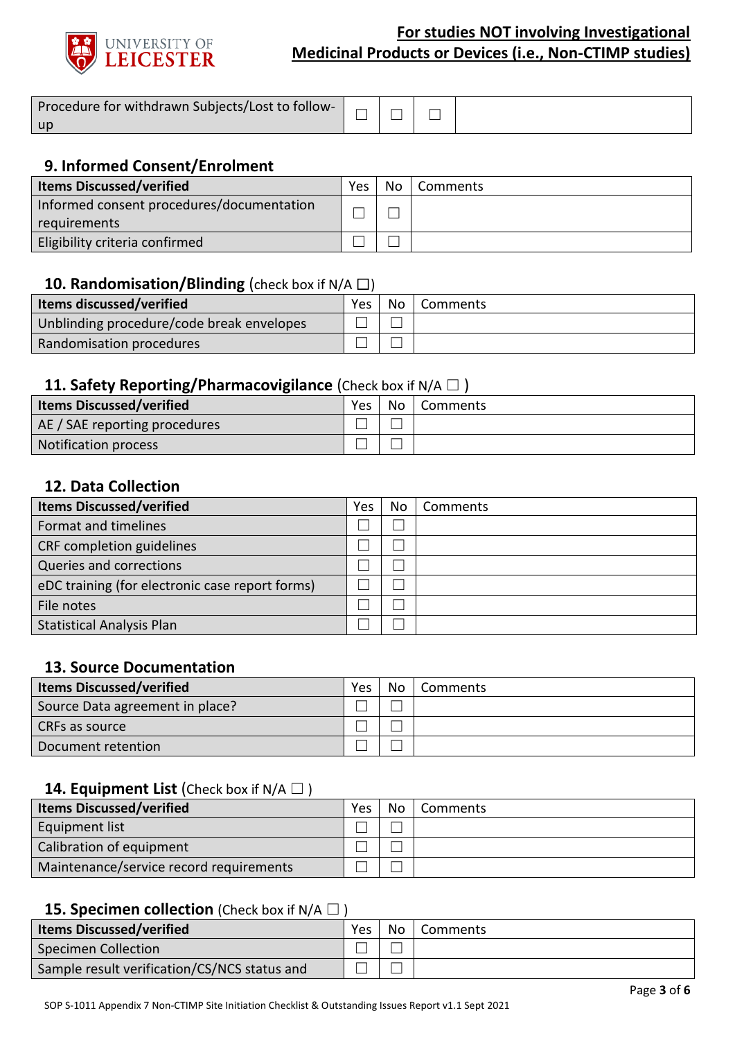| Procedure for withdrawn Subjects/Lost to follow-up | ☐ | ☐ | ☐ | |
|---|---|---|---|---|

## 9. Informed Consent/Enrolment

| Items Discussed/verified | Yes | No | Comments |
|---|---|---|---|
| Informed consent procedures/documentation requirements | ☐ | ☐ | |
| Eligibility criteria confirmed | ☐ | ☐ | |

## 10. Randomisation/Blinding (check box if N/A ☐)

| Items discussed/verified | Yes | No | Comments |
|---|---|---|---|
| Unblinding procedure/code break envelopes | ☐ | ☐ | |
| Randomisation procedures | ☐ | ☐ | |

## 11. Safety Reporting/Pharmacovigilance (Check box if N/A ☐ )

| Items Discussed/verified | Yes | No | Comments |
|---|---|---|---|
| AE / SAE reporting procedures | ☐ | ☐ | |
| Notification process | ☐ | ☐ | |

## 12. Data Collection

| Items Discussed/verified | Yes | No | Comments |
|---|---|---|---|
| Format and timelines | ☐ | ☐ | |
| CRF completion guidelines | ☐ | ☐ | |
| Queries and corrections | ☐ | ☐ | |
| eDC training (for electronic case report forms) | ☐ | ☐ | |
| File notes | ☐ | ☐ | |
| Statistical Analysis Plan | ☐ | ☐ | |

## 13. Source Documentation

| Items Discussed/verified | Yes | No | Comments |
|---|---|---|---|
| Source Data agreement in place? | ☐ | ☐ | |
| CRFs as source | ☐ | ☐ | |
| Document retention | ☐ | ☐ | |

## 14. Equipment List (Check box if N/A ☐ )

| Items Discussed/verified | Yes | No | Comments |
|---|---|---|---|
| Equipment list | ☐ | ☐ | |
| Calibration of equipment | ☐ | ☐ | |
| Maintenance/service record requirements | ☐ | ☐ | |

## 15. Specimen collection (Check box if N/A ☐ )

| Items Discussed/verified | Yes | No | Comments |
|---|---|---|---|
| Specimen Collection | ☐ | ☐ | |
| Sample result verification/CS/NCS status and | ☐ | ☐ | |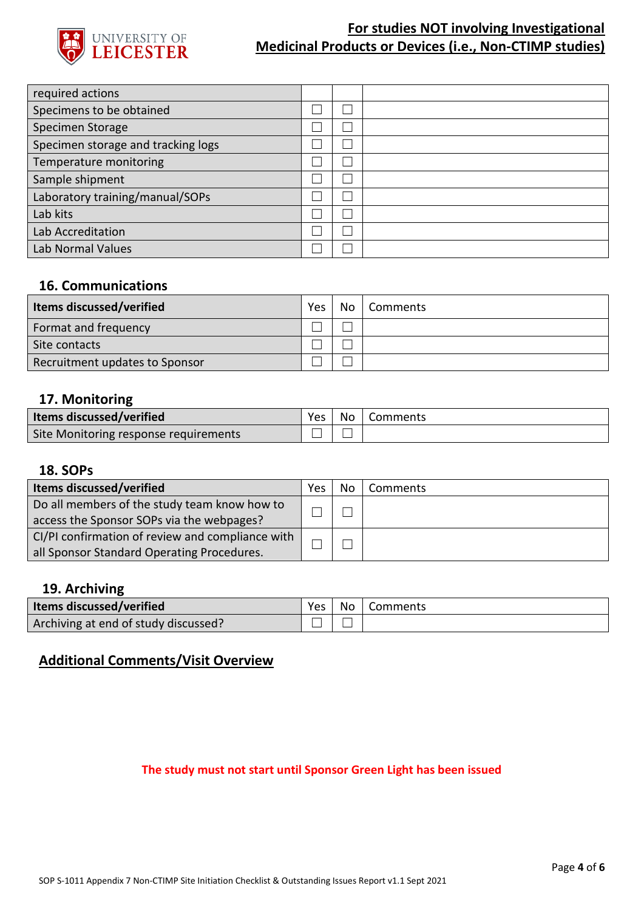| required actions | | | |
|---|---|---|---|
| Specimens to be obtained | ☐ | ☐ | |
| Specimen Storage | ☐ | ☐ | |
| Specimen storage and tracking logs | ☐ | ☐ | |
| Temperature monitoring | ☐ | ☐ | |
| Sample shipment | ☐ | ☐ | |
| Laboratory training/manual/SOPs | ☐ | ☐ | |
| Lab kits | ☐ | ☐ | |
| Lab Accreditation | ☐ | ☐ | |
| Lab Normal Values | ☐ | ☐ | |

## 16. Communications

| Items discussed/verified | Yes | No | Comments |
|---|---|---|---|
| Format and frequency | ☐ | ☐ | |
| Site contacts | ☐ | ☐ | |
| Recruitment updates to Sponsor | ☐ | ☐ | |

## 17. Monitoring

| Items discussed/verified | Yes | No | Comments |
|---|---|---|---|
| Site Monitoring response requirements | ☐ | ☐ | |

## 18. SOPs

| Items discussed/verified | Yes | No | Comments |
|---|---|---|---|
| Do all members of the study team know how to access the Sponsor SOPs via the webpages? | ☐ | ☐ | |
| CI/PI confirmation of review and compliance with all Sponsor Standard Operating Procedures. | ☐ | ☐ | |

## 19. Archiving

| Items discussed/verified | Yes | No | Comments |
|---|---|---|---|
| Archiving at end of study discussed? | ☐ | ☐ | |

## Additional Comments/Visit Overview

**The study must not start until Sponsor Green Light has been issued**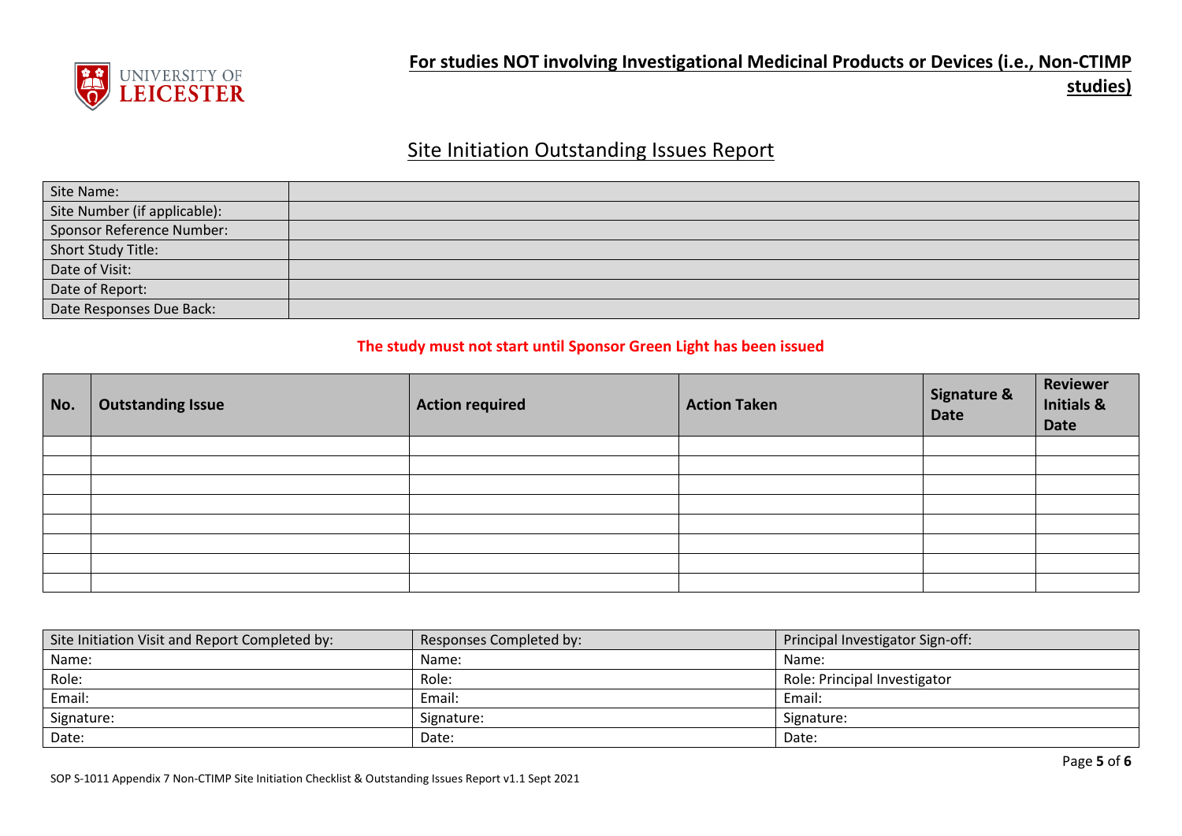**For studies NOT involving Investigational Medicinal Products or Devices (i.e., Non-CTIMP studies)**

# Site Initiation Outstanding Issues Report

| Site Name: | |
|---|---|
| Site Number (if applicable): | |
| Sponsor Reference Number: | |
| Short Study Title: | |
| Date of Visit: | |
| Date of Report: | |
| Date Responses Due Back: | |

**The study must not start until Sponsor Green Light has been issued**

| No. | Outstanding Issue | Action required | Action Taken | Signature & Date | Reviewer Initials & Date |
|---|---|---|---|---|---|
| | | | | | |
| | | | | | |
| | | | | | |
| | | | | | |
| | | | | | |
| | | | | | |
| | | | | | |
| | | | | | |

| Site Initiation Visit and Report Completed by: | Responses Completed by: | Principal Investigator Sign-off: |
|---|---|---|
| Name: | Name: | Name: |
| Role: | Role: | Role: Principal Investigator |
| Email: | Email: | Email: |
| Signature: | Signature: | Signature: |
| Date: | Date: | Date: |

SOP S-1011 Appendix 7 Non-CTIMP Site Initiation Checklist & Outstanding Issues Report v1.1 Sept 2021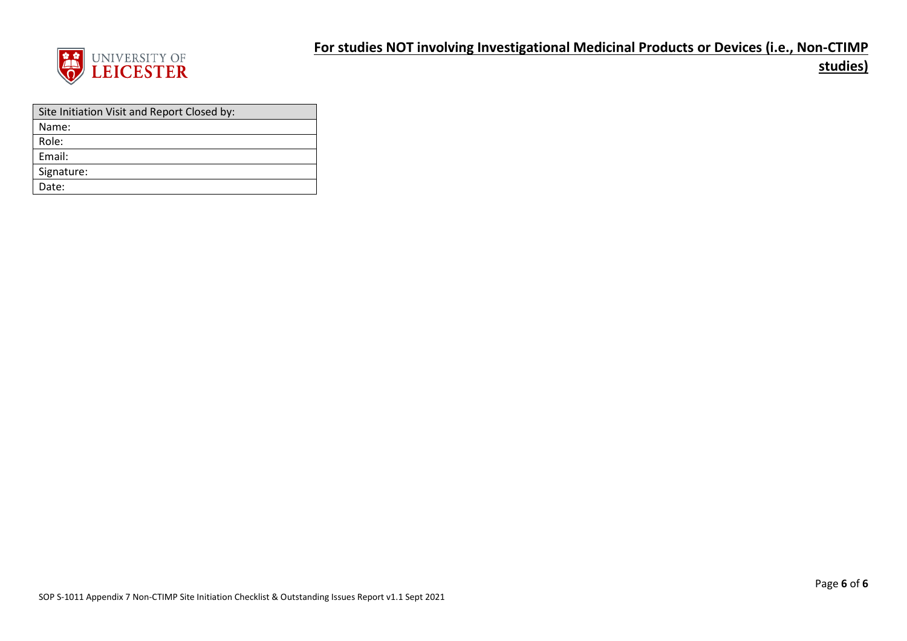| Site Initiation Visit and Report Closed by: |
|---|
| Name: |
| Role: |
| Email: |
| Signature: |
| Date: |